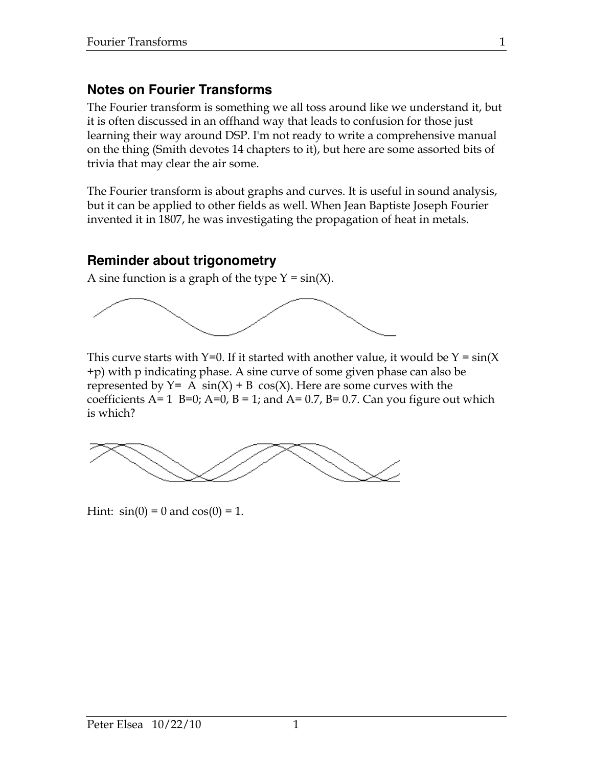## Notes on Fourier Transforms

The Fourier transform is something we all toss around like we understand it, but it is often discussed in an offhand way that leads to confusion for those just learning their way around DSP. I'm not ready to write a comprehensive manual on the thing (Smith devotes 14 chapters to it), but here are some assorted bits of trivia that may clear the air some.

The Fourier transform is about graphs and curves. It is useful in sound analysis, but it can be applied to other fields as well. When Jean Baptiste Joseph Fourier invented it in 1807, he was investigating the propagation of heat in metals.

## Reminder about trigonometry

A sine function is a graph of the type $Y = \sin(X)$.

This curve starts with $Y=0$. If it started with another value, it would be $Y = \sin(X + p)$ with p indicating phase. A sine curve of some given phase can also be represented by $Y = A \sin(X) + B \cos(X)$. Here are some curves with the coefficients $A= 1$ $B=0$; $A=0$, $B = 1$; and $A= 0.7$, $B= 0.7$. Can you figure out which is which?

Hint: $\sin(0) = 0$ and $\cos(0) = 1$.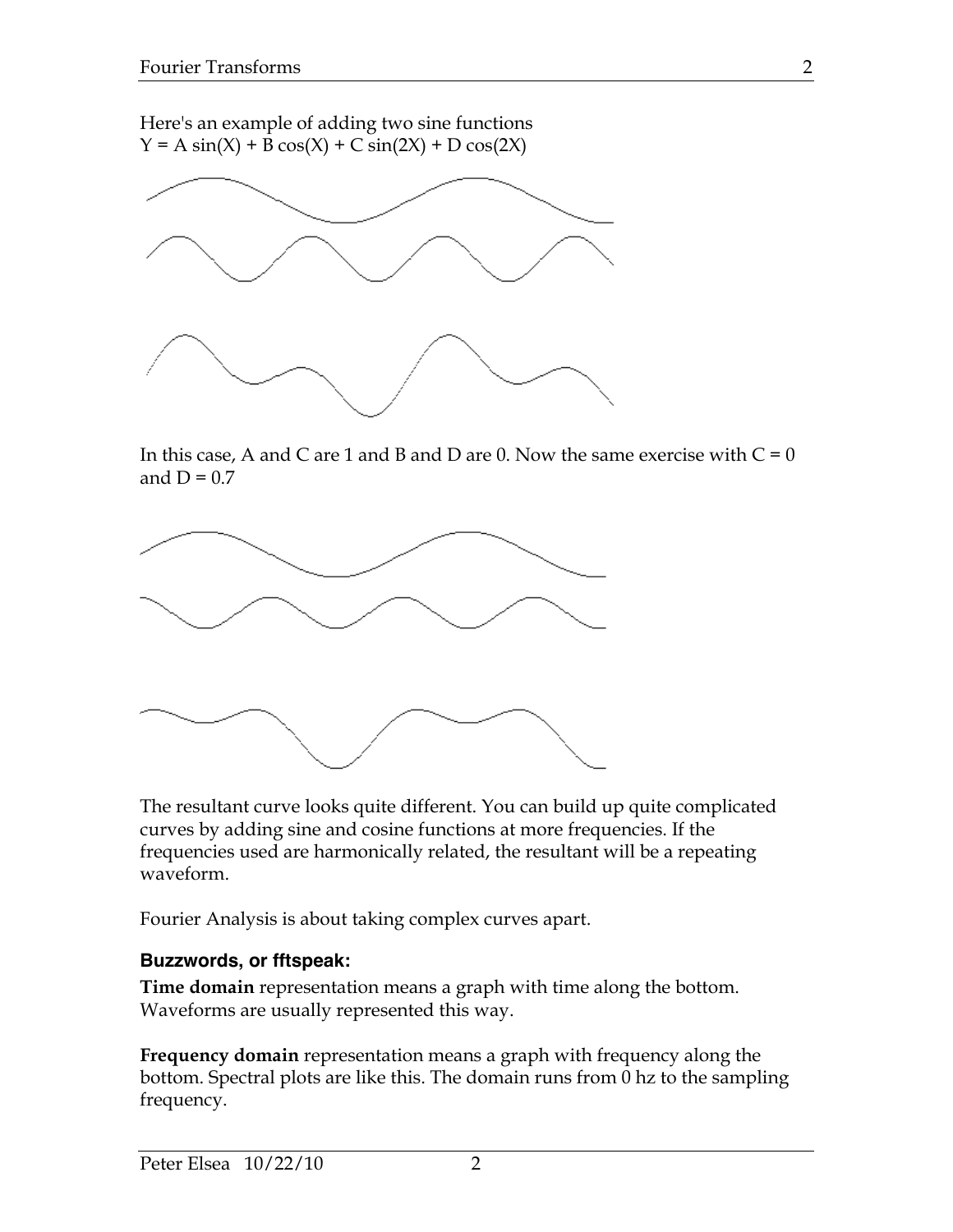Here's an example of adding two sine functions
$Y = A \sin(X) + B \cos(X) + C \sin(2X) + D \cos(2X)$

In this case, A and C are 1 and B and D are 0. Now the same exercise with $C = 0$ and $D = 0.7$

The resultant curve looks quite different. You can build up quite complicated curves by adding sine and cosine functions at more frequencies. If the frequencies used are harmonically related, the resultant will be a repeating waveform.

Fourier Analysis is about taking complex curves apart.

### Buzzwords, or fftspeak:

**Time domain** representation means a graph with time along the bottom. Waveforms are usually represented this way.

**Frequency domain** representation means a graph with frequency along the bottom. Spectral plots are like this. The domain runs from 0 hz to the sampling frequency.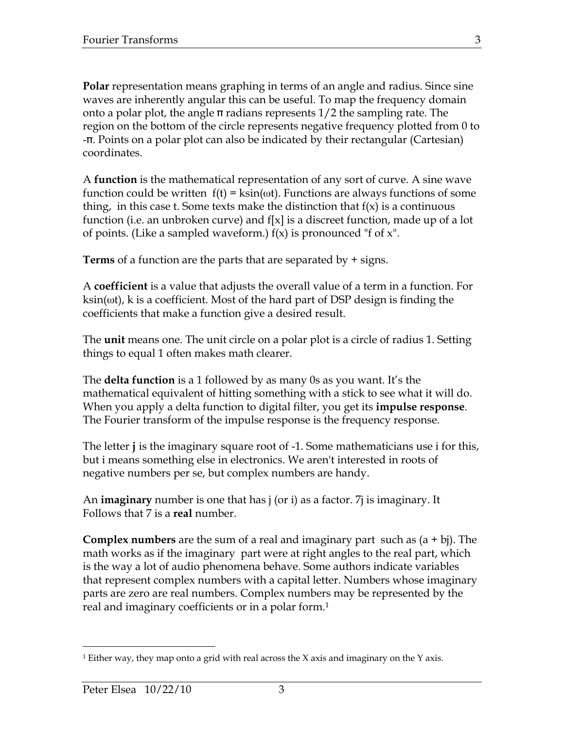**Polar** representation means graphing in terms of an angle and radius. Since sine waves are inherently angular this can be useful. To map the frequency domain onto a polar plot, the angle $\pi$ radians represents 1/2 the sampling rate. The region on the bottom of the circle represents negative frequency plotted from 0 to $-\pi$. Points on a polar plot can also be indicated by their rectangular (Cartesian) coordinates.

A **function** is the mathematical representation of any sort of curve. A sine wave function could be written $f(t) = k\sin(\omega t)$. Functions are always functions of some thing, in this case t. Some texts make the distinction that $f(x)$ is a continuous function (i.e. an unbroken curve) and $f[x]$ is a discreet function, made up of a lot of points. (Like a sampled waveform.) $f(x)$ is pronounced "f of x".

**Terms** of a function are the parts that are separated by + signs.

A **coefficient** is a value that adjusts the overall value of a term in a function. For $k\sin(\omega t)$, k is a coefficient. Most of the hard part of DSP design is finding the coefficients that make a function give a desired result.

The **unit** means one. The unit circle on a polar plot is a circle of radius 1. Setting things to equal 1 often makes math clearer.

The **delta function** is a 1 followed by as many 0s as you want. It's the mathematical equivalent of hitting something with a stick to see what it will do. When you apply a delta function to digital filter, you get its **impulse response**. The Fourier transform of the impulse response is the frequency response.

The letter **j** is the imaginary square root of -1. Some mathematicians use i for this, but i means something else in electronics. We aren't interested in roots of negative numbers per se, but complex numbers are handy.

An **imaginary** number is one that has j (or i) as a factor. 7j is imaginary. It Follows that 7 is a **real** number.

**Complex numbers** are the sum of a real and imaginary part such as $(a + bj)$. The math works as if the imaginary part were at right angles to the real part, which is the way a lot of audio phenomena behave. Some authors indicate variables that represent complex numbers with a capital letter. Numbers whose imaginary parts are zero are real numbers. Complex numbers may be represented by the real and imaginary coefficients or in a polar form.[1]

[1] Either way, they map onto a grid with real across the X axis and imaginary on the Y axis.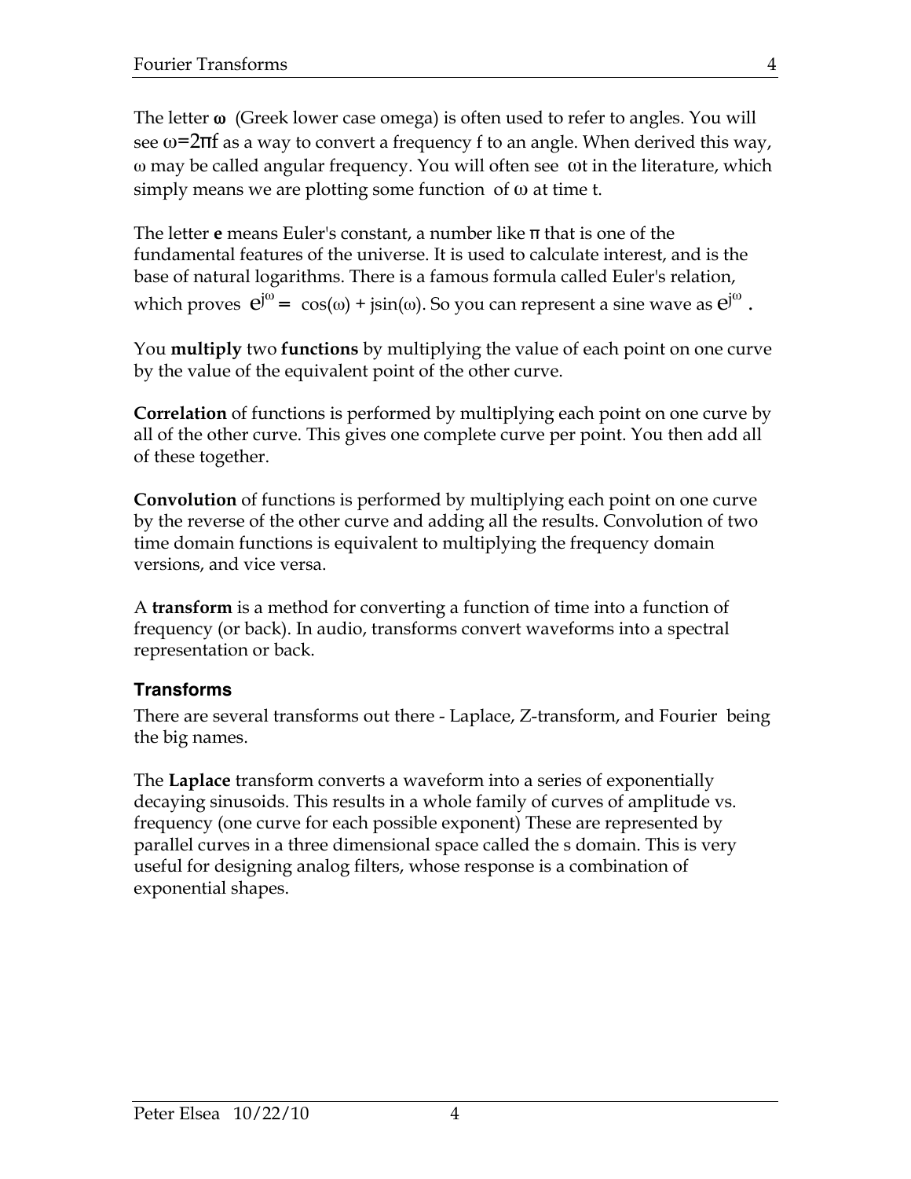The letter $\omega$ (Greek lower case omega) is often used to refer to angles. You will see $\omega=2\pi f$ as a way to convert a frequency f to an angle. When derived this way, $\omega$ may be called angular frequency. You will often see $\omega t$ in the literature, which simply means we are plotting some function of $\omega$ at time t.

The letter **e** means Euler's constant, a number like $\pi$ that is one of the fundamental features of the universe. It is used to calculate interest, and is the base of natural logarithms. There is a famous formula called Euler's relation, which proves $e^{j\omega} = \cos(\omega) + j\sin(\omega)$. So you can represent a sine wave as $e^{j\omega}$ .

You **multiply** two **functions** by multiplying the value of each point on one curve by the value of the equivalent point of the other curve.

**Correlation** of functions is performed by multiplying each point on one curve by all of the other curve. This gives one complete curve per point. You then add all of these together.

**Convolution** of functions is performed by multiplying each point on one curve by the reverse of the other curve and adding all the results. Convolution of two time domain functions is equivalent to multiplying the frequency domain versions, and vice versa.

A **transform** is a method for converting a function of time into a function of frequency (or back). In audio, transforms convert waveforms into a spectral representation or back.

### Transforms

There are several transforms out there - Laplace, Z-transform, and Fourier being the big names.

The **Laplace** transform converts a waveform into a series of exponentially decaying sinusoids. This results in a whole family of curves of amplitude vs. frequency (one curve for each possible exponent) These are represented by parallel curves in a three dimensional space called the s domain. This is very useful for designing analog filters, whose response is a combination of exponential shapes.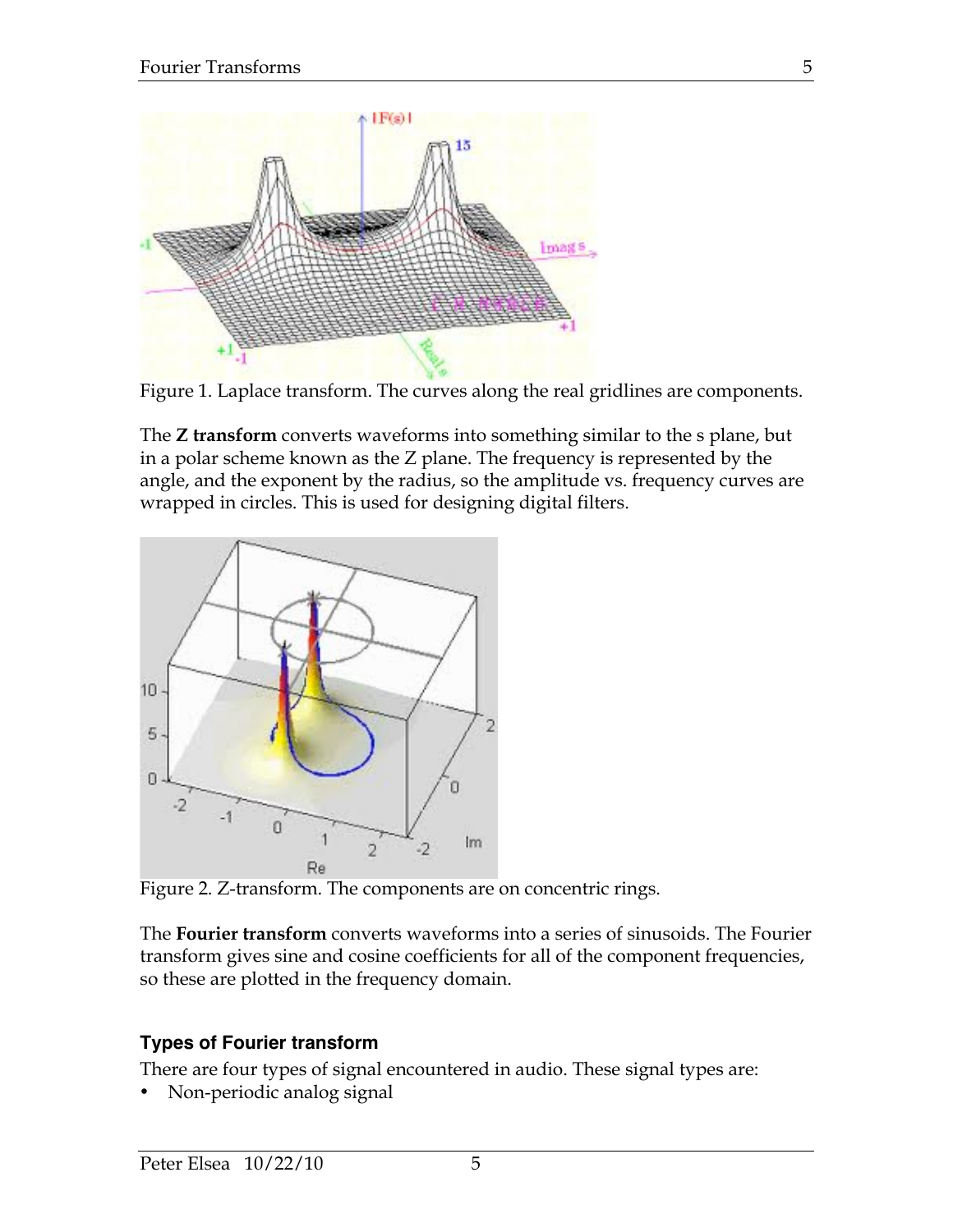Figure 1. Laplace transform. The curves along the real gridlines are components.

The **Z transform** converts waveforms into something similar to the s plane, but in a polar scheme known as the Z plane. The frequency is represented by the angle, and the exponent by the radius, so the amplitude vs. frequency curves are wrapped in circles. This is used for designing digital filters.

Figure 2. Z-transform. The components are on concentric rings.

The **Fourier transform** converts waveforms into a series of sinusoids. The Fourier transform gives sine and cosine coefficients for all of the component frequencies, so these are plotted in the frequency domain.

### Types of Fourier transform

There are four types of signal encountered in audio. These signal types are:

- Non-periodic analog signal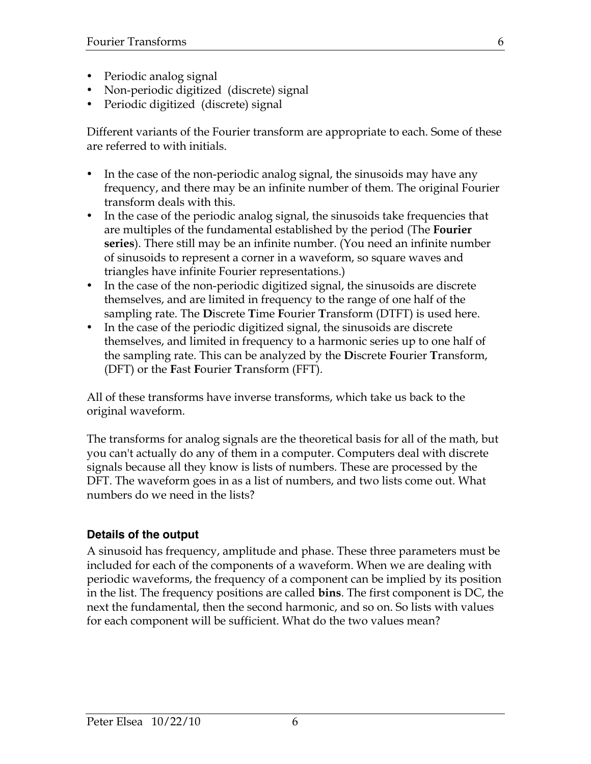- Periodic analog signal
- Non-periodic digitized (discrete) signal
- Periodic digitized (discrete) signal

Different variants of the Fourier transform are appropriate to each. Some of these are referred to with initials.

- In the case of the non-periodic analog signal, the sinusoids may have any frequency, and there may be an infinite number of them. The original Fourier transform deals with this.
- In the case of the periodic analog signal, the sinusoids take frequencies that are multiples of the fundamental established by the period (The **Fourier series**). There still may be an infinite number. (You need an infinite number of sinusoids to represent a corner in a waveform, so square waves and triangles have infinite Fourier representations.)
- In the case of the non-periodic digitized signal, the sinusoids are discrete themselves, and are limited in frequency to the range of one half of the sampling rate. The **D**iscrete **T**ime **F**ourier **T**ransform (DTFT) is used here.
- In the case of the periodic digitized signal, the sinusoids are discrete themselves, and limited in frequency to a harmonic series up to one half of the sampling rate. This can be analyzed by the **D**iscrete **F**ourier **T**ransform, (DFT) or the **F**ast **F**ourier **T**ransform (FFT).

All of these transforms have inverse transforms, which take us back to the original waveform.

The transforms for analog signals are the theoretical basis for all of the math, but you can't actually do any of them in a computer. Computers deal with discrete signals because all they know is lists of numbers. These are processed by the DFT. The waveform goes in as a list of numbers, and two lists come out. What numbers do we need in the lists?

### Details of the output

A sinusoid has frequency, amplitude and phase. These three parameters must be included for each of the components of a waveform. When we are dealing with periodic waveforms, the frequency of a component can be implied by its position in the list. The frequency positions are called **bins**. The first component is DC, the next the fundamental, then the second harmonic, and so on. So lists with values for each component will be sufficient. What do the two values mean?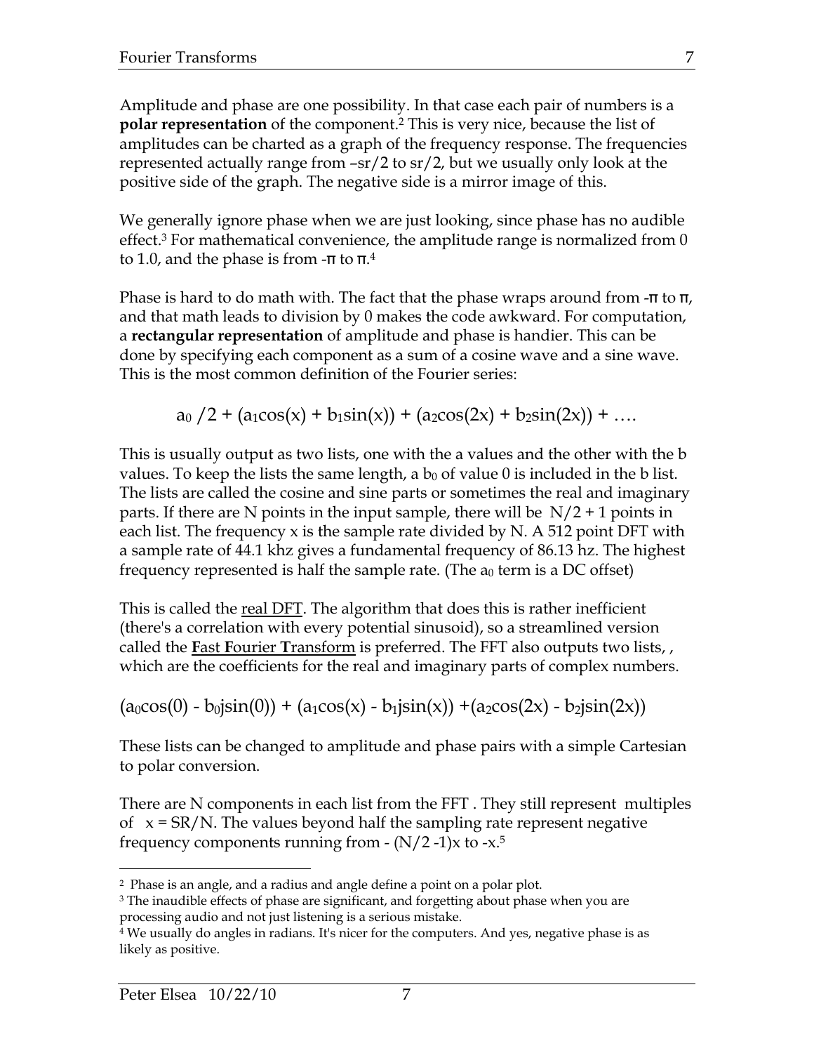Amplitude and phase are one possibility. In that case each pair of numbers is a **polar representation** of the component.[2] This is very nice, because the list of amplitudes can be charted as a graph of the frequency response. The frequencies represented actually range from –sr/2 to sr/2, but we usually only look at the positive side of the graph. The negative side is a mirror image of this.

We generally ignore phase when we are just looking, since phase has no audible effect.[3] For mathematical convenience, the amplitude range is normalized from 0 to 1.0, and the phase is from $-\pi$ to $\pi$.[4]

Phase is hard to do math with. The fact that the phase wraps around from $-\pi$ to $\pi$, and that math leads to division by 0 makes the code awkward. For computation, a **rectangular representation** of amplitude and phase is handier. This can be done by specifying each component as a sum of a cosine wave and a sine wave. This is the most common definition of the Fourier series:

$$a_0 /2 + (a_1\cos(x) + b_1\sin(x)) + (a_2\cos(2x) + b_2\sin(2x)) + \ldots$$

This is usually output as two lists, one with the a values and the other with the b values. To keep the lists the same length, a $b_0$ of value 0 is included in the b list. The lists are called the cosine and sine parts or sometimes the real and imaginary parts. If there are N points in the input sample, there will be $N/2 + 1$ points in each list. The frequency x is the sample rate divided by N. A 512 point DFT with a sample rate of 44.1 khz gives a fundamental frequency of 86.13 hz. The highest frequency represented is half the sample rate. (The $a_0$ term is a DC offset)

This is called the <u>real DFT</u>. The algorithm that does this is rather inefficient (there's a correlation with every potential sinusoid), so a streamlined version called the <u>**F**ast **F**ourier **T**ransform</u> is preferred. The FFT also outputs two lists, , which are the coefficients for the real and imaginary parts of complex numbers.

$$(a_0\cos(0) - b_0 j\sin(0)) + (a_1\cos(x) - b_1 j\sin(x)) + (a_2\cos(2x) - b_2 j\sin(2x))$$

These lists can be changed to amplitude and phase pairs with a simple Cartesian to polar conversion.

There are N components in each list from the FFT . They still represent multiples of $x = SR/N$. The values beyond half the sampling rate represent negative frequency components running from $-(N/2 -1)x$ to $-x$.[5]

---

[2] Phase is an angle, and a radius and angle define a point on a polar plot.

[3] The inaudible effects of phase are significant, and forgetting about phase when you are processing audio and not just listening is a serious mistake.

[4] We usually do angles in radians. It's nicer for the computers. And yes, negative phase is as likely as positive.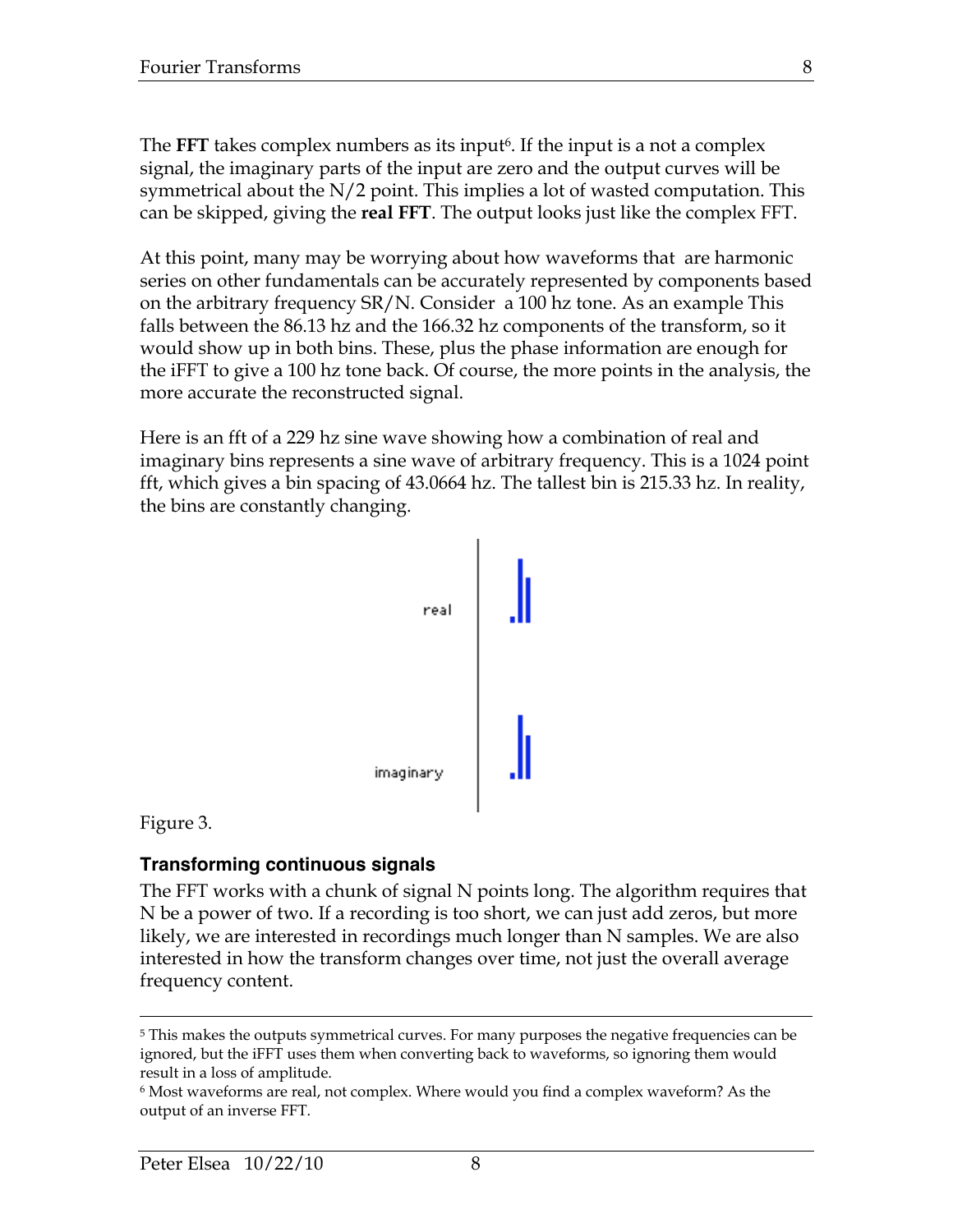The **FFT** takes complex numbers as its input[6]. If the input is a not a complex signal, the imaginary parts of the input are zero and the output curves will be symmetrical about the N/2 point. This implies a lot of wasted computation. This can be skipped, giving the **real FFT**. The output looks just like the complex FFT.

At this point, many may be worrying about how waveforms that are harmonic series on other fundamentals can be accurately represented by components based on the arbitrary frequency SR/N. Consider a 100 hz tone. As an example This falls between the 86.13 hz and the 166.32 hz components of the transform, so it would show up in both bins. These, plus the phase information are enough for the iFFT to give a 100 hz tone back. Of course, the more points in the analysis, the more accurate the reconstructed signal.

Here is an fft of a 229 hz sine wave showing how a combination of real and imaginary bins represents a sine wave of arbitrary frequency. This is a 1024 point fft, which gives a bin spacing of 43.0664 hz. The tallest bin is 215.33 hz. In reality, the bins are constantly changing.

Figure 3.

### Transforming continuous signals

The FFT works with a chunk of signal N points long. The algorithm requires that N be a power of two. If a recording is too short, we can just add zeros, but more likely, we are interested in recordings much longer than N samples. We are also interested in how the transform changes over time, not just the overall average frequency content.

---

[5] This makes the outputs symmetrical curves. For many purposes the negative frequencies can be ignored, but the iFFT uses them when converting back to waveforms, so ignoring them would result in a loss of amplitude.

[6] Most waveforms are real, not complex. Where would you find a complex waveform? As the output of an inverse FFT.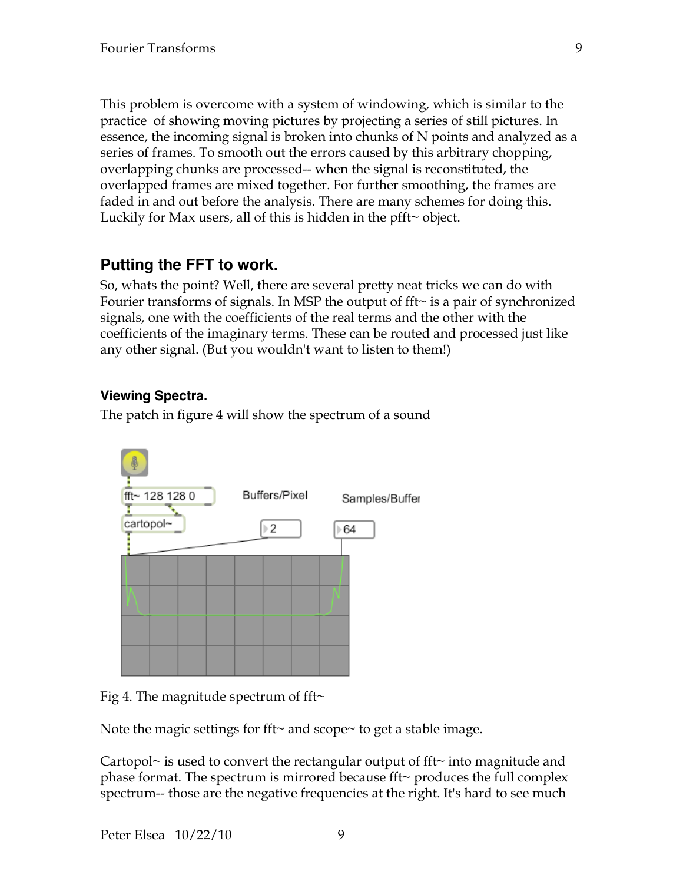This problem is overcome with a system of windowing, which is similar to the practice of showing moving pictures by projecting a series of still pictures. In essence, the incoming signal is broken into chunks of N points and analyzed as a series of frames. To smooth out the errors caused by this arbitrary chopping, overlapping chunks are processed-- when the signal is reconstituted, the overlapped frames are mixed together. For further smoothing, the frames are faded in and out before the analysis. There are many schemes for doing this. Luckily for Max users, all of this is hidden in the pfft~ object.

## Putting the FFT to work.

So, whats the point? Well, there are several pretty neat tricks we can do with Fourier transforms of signals. In MSP the output of fft~ is a pair of synchronized signals, one with the coefficients of the real terms and the other with the coefficients of the imaginary terms. These can be routed and processed just like any other signal. (But you wouldn't want to listen to them!)

### Viewing Spectra.

The patch in figure 4 will show the spectrum of a sound

Fig 4. The magnitude spectrum of fft~

Note the magic settings for fft~ and scope~ to get a stable image.

Cartopol~ is used to convert the rectangular output of fft~ into magnitude and phase format. The spectrum is mirrored because fft~ produces the full complex spectrum-- those are the negative frequencies at the right. It's hard to see much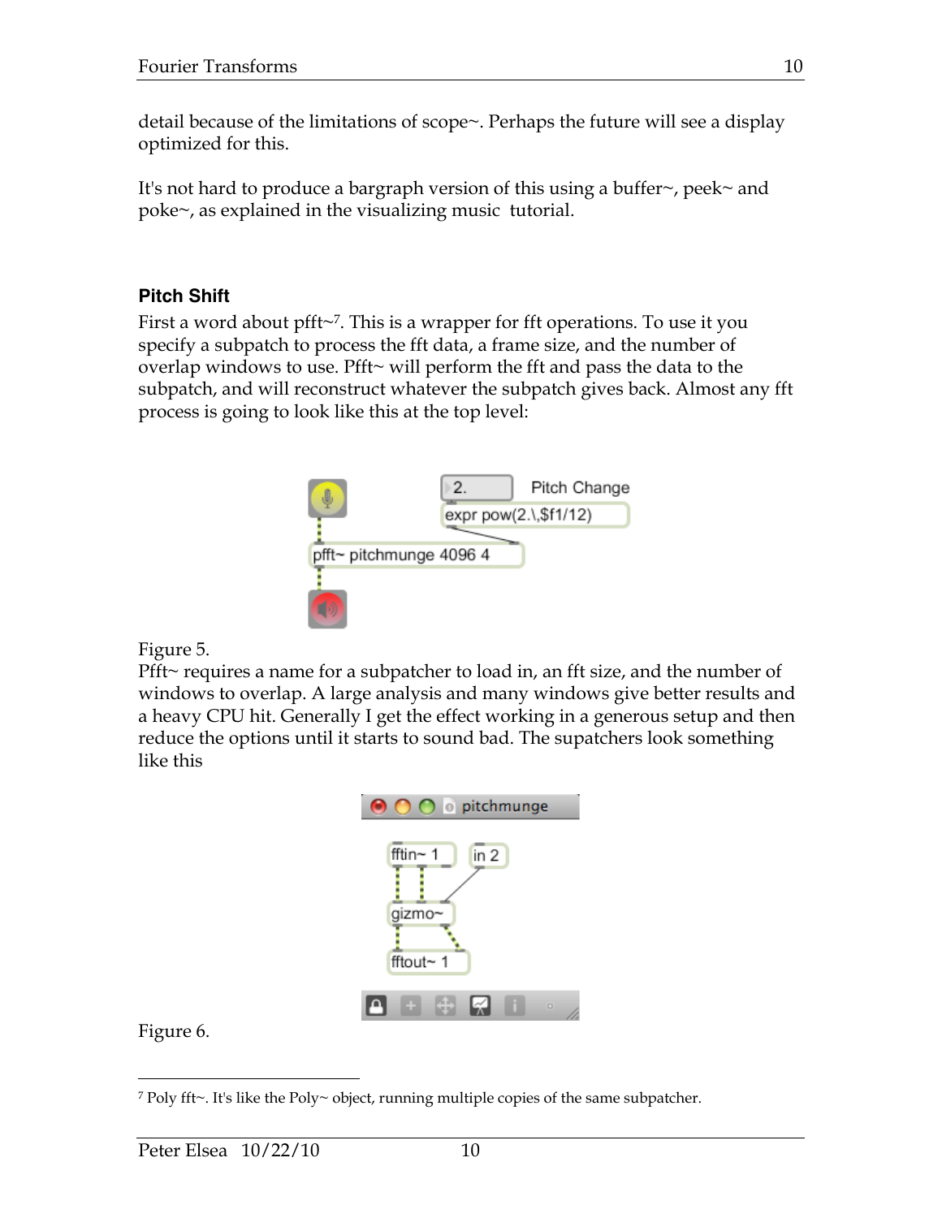detail because of the limitations of scope~. Perhaps the future will see a display optimized for this.

It's not hard to produce a bargraph version of this using a buffer~, peek~ and poke~, as explained in the visualizing music tutorial.

### Pitch Shift

First a word about pfft~[7]. This is a wrapper for fft operations. To use it you specify a subpatch to process the fft data, a frame size, and the number of overlap windows to use. Pfft~ will perform the fft and pass the data to the subpatch, and will reconstruct whatever the subpatch gives back. Almost any fft process is going to look like this at the top level:

Figure 5.

Pfft~ requires a name for a subpatcher to load in, an fft size, and the number of windows to overlap. A large analysis and many windows give better results and a heavy CPU hit. Generally I get the effect working in a generous setup and then reduce the options until it starts to sound bad. The supatchers look something like this

Figure 6.

[7] Poly fft~. It's like the Poly~ object, running multiple copies of the same subpatcher.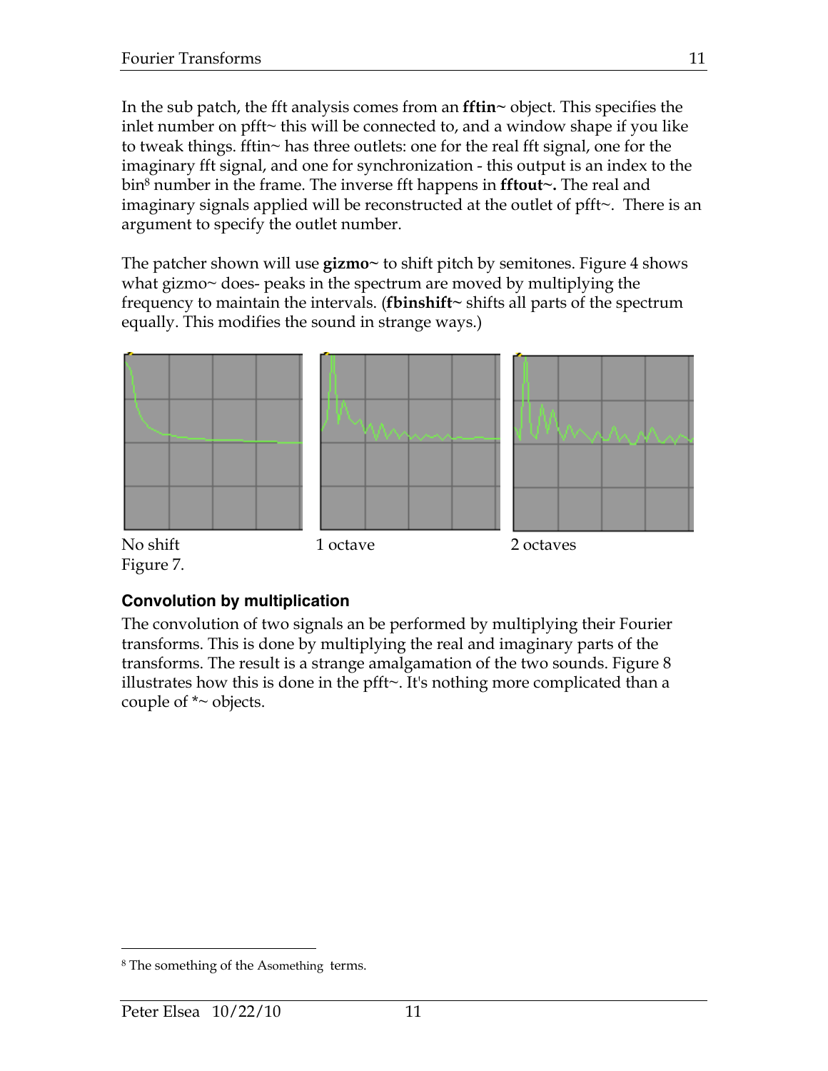In the sub patch, the fft analysis comes from an **fftin~** object. This specifies the inlet number on pfft~ this will be connected to, and a window shape if you like to tweak things. fftin~ has three outlets: one for the real fft signal, one for the imaginary fft signal, and one for synchronization - this output is an index to the bin[8] number in the frame. The inverse fft happens in **fftout~.** The real and imaginary signals applied will be reconstructed at the outlet of pfft~. There is an argument to specify the outlet number.

The patcher shown will use **gizmo~** to shift pitch by semitones. Figure 4 shows what gizmo~ does- peaks in the spectrum are moved by multiplying the frequency to maintain the intervals. (**fbinshift~** shifts all parts of the spectrum equally. This modifies the sound in strange ways.)

No shift 1 octave 2 octaves

Figure 7.

### Convolution by multiplication

The convolution of two signals an be performed by multiplying their Fourier transforms. This is done by multiplying the real and imaginary parts of the transforms. The result is a strange amalgamation of the two sounds. Figure 8 illustrates how this is done in the pfft~. It's nothing more complicated than a couple of *~ objects.

[8] The something of the Asomething terms.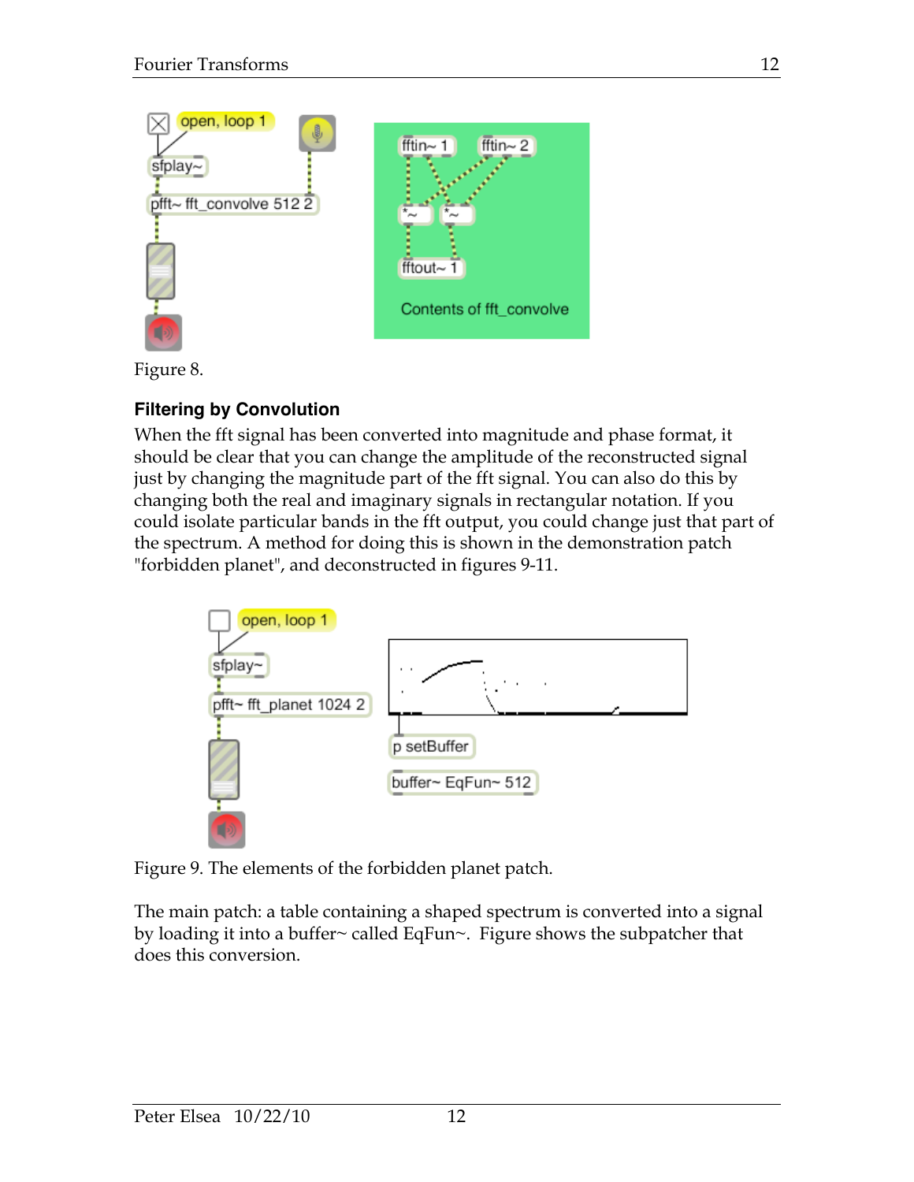Figure 8.

## Filtering by Convolution

When the fft signal has been converted into magnitude and phase format, it should be clear that you can change the amplitude of the reconstructed signal just by changing the magnitude part of the fft signal. You can also do this by changing both the real and imaginary signals in rectangular notation. If you could isolate particular bands in the fft output, you could change just that part of the spectrum. A method for doing this is shown in the demonstration patch "forbidden planet", and deconstructed in figures 9-11.

Figure 9. The elements of the forbidden planet patch.

The main patch: a table containing a shaped spectrum is converted into a signal by loading it into a buffer~ called EqFun~. Figure shows the subpatcher that does this conversion.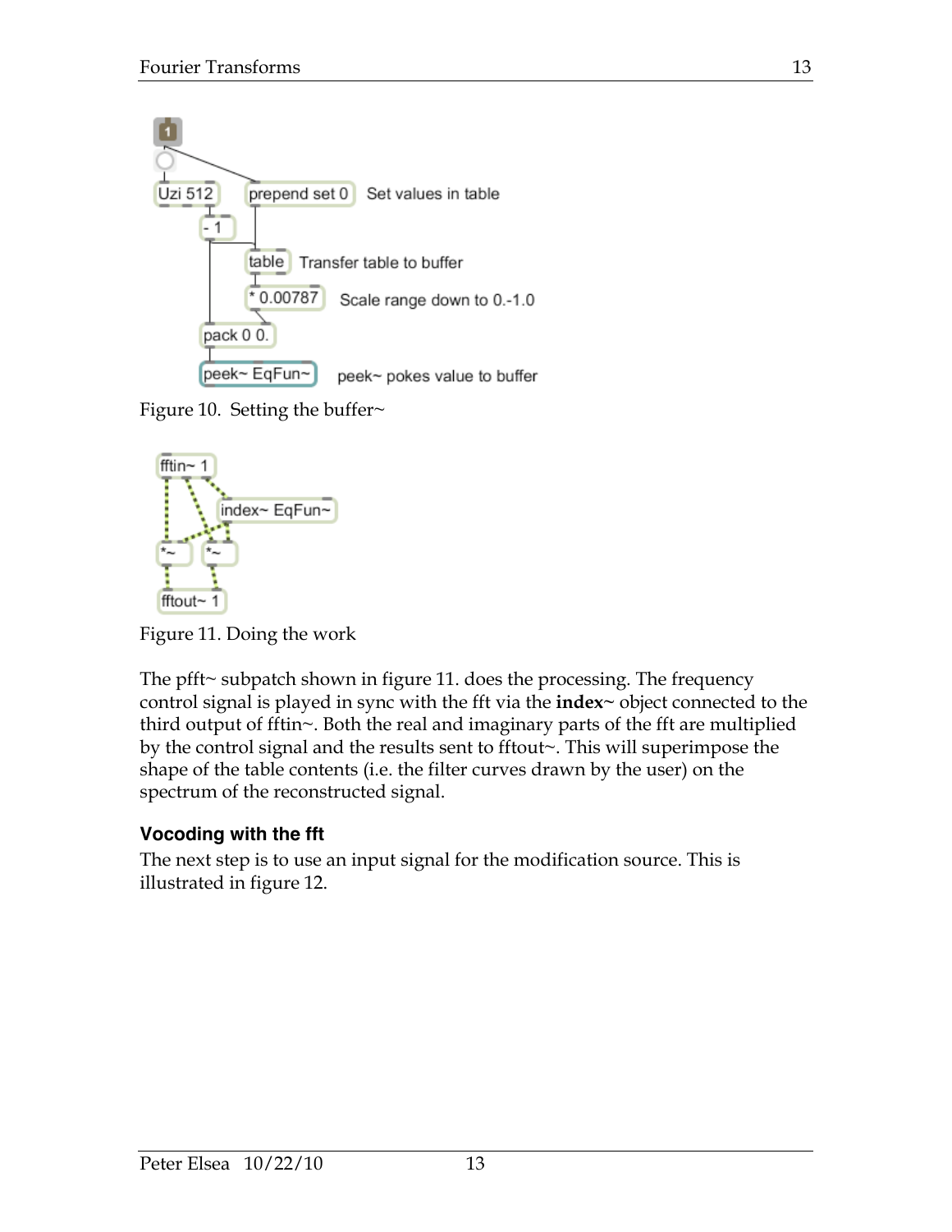Figure 10. Setting the buffer~

Figure 11. Doing the work

The pfft~ subpatch shown in figure 11. does the processing. The frequency control signal is played in sync with the fft via the **index~** object connected to the third output of fftin~. Both the real and imaginary parts of the fft are multiplied by the control signal and the results sent to fftout~. This will superimpose the shape of the table contents (i.e. the filter curves drawn by the user) on the spectrum of the reconstructed signal.

### Vocoding with the fft

The next step is to use an input signal for the modification source. This is illustrated in figure 12.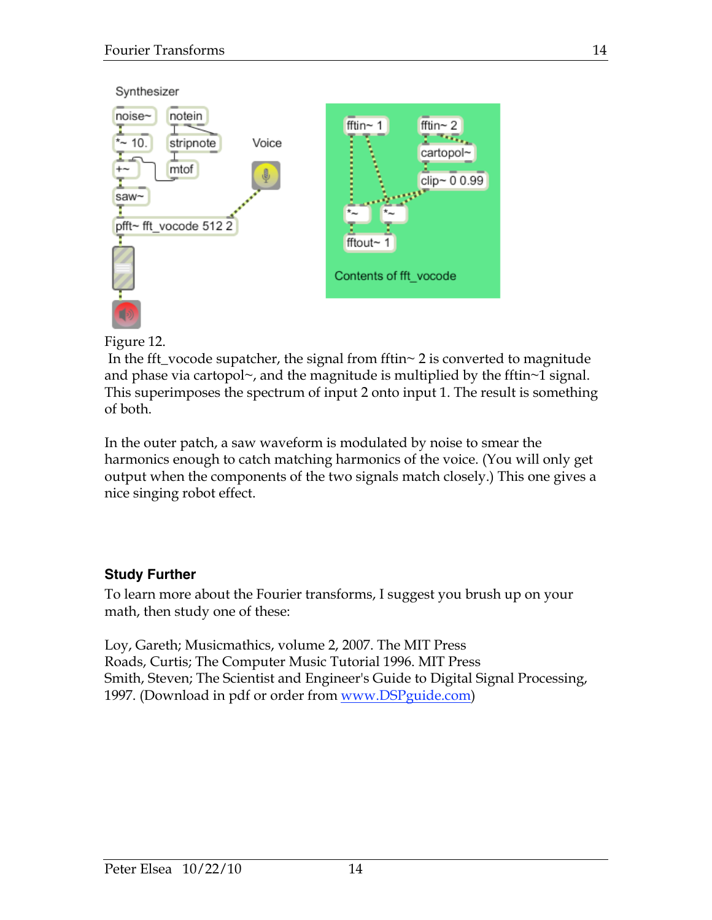Synthesizer

noise~
notein
*~ 10.
stripnote
Voice
+~
mtof
saw~
pfft~ fft_vocode 512 2

fftin~ 1
fftin~ 2
cartopol~
clip~ 0 0.99
*~
*~
fftout~ 1
Contents of fft_vocode

Figure 12.

In the fft_vocode supatcher, the signal from fftin~ 2 is converted to magnitude and phase via cartopol~, and the magnitude is multiplied by the fftin~1 signal. This superimposes the spectrum of input 2 onto input 1. The result is something of both.

In the outer patch, a saw waveform is modulated by noise to smear the harmonics enough to catch matching harmonics of the voice. (You will only get output when the components of the two signals match closely.) This one gives a nice singing robot effect.

## Study Further

To learn more about the Fourier transforms, I suggest you brush up on your math, then study one of these:

Loy, Gareth; Musicmathics, volume 2, 2007. The MIT Press
Roads, Curtis; The Computer Music Tutorial 1996. MIT Press
Smith, Steven; The Scientist and Engineer's Guide to Digital Signal Processing, 1997. (Download in pdf or order from [www.DSPguide.com](http://www.DSPguide.com))